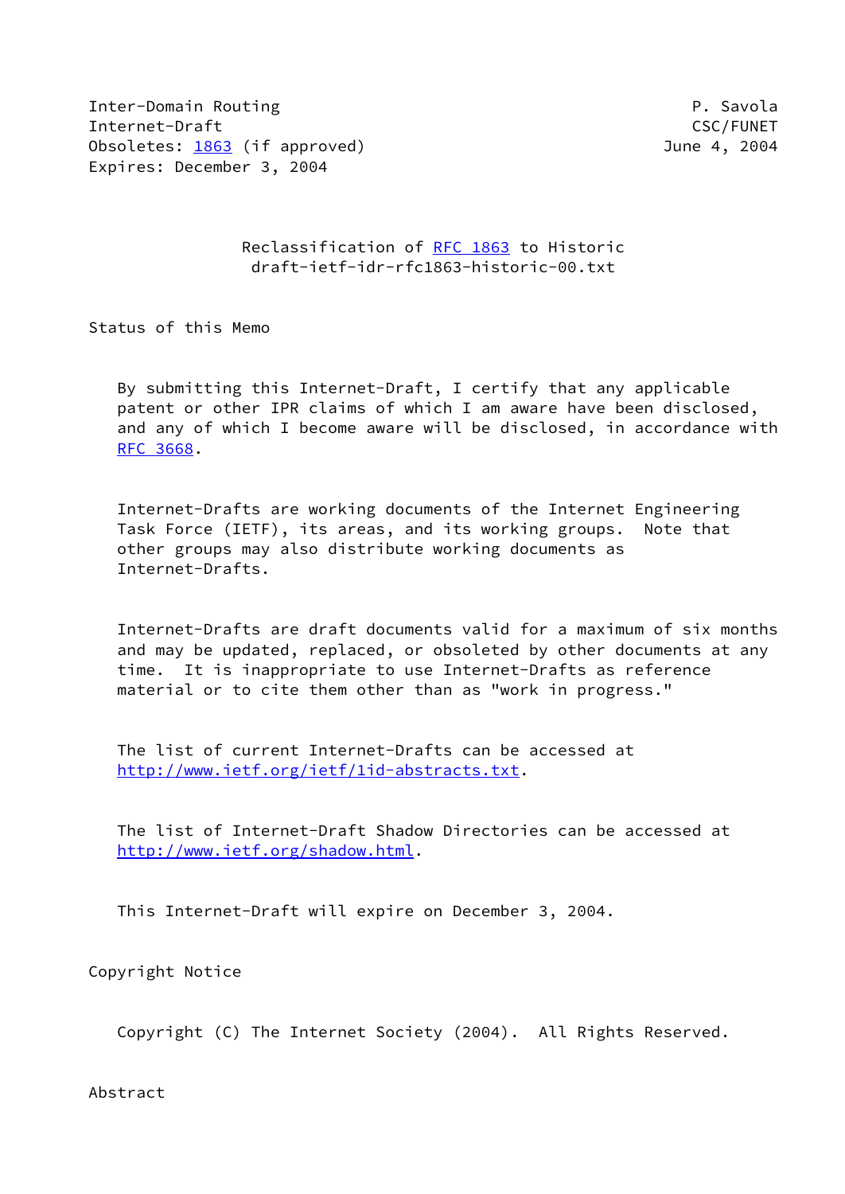Inter-Domain Routing P. Savola
Internet-Draft CSC/FUNET
Obsoletes: 1863 (if approved) June 4, 2004
Expires: December 3, 2004

# Reclassification of RFC 1863 to Historic
draft-ietf-idr-rfc1863-historic-00.txt

## Status of this Memo

By submitting this Internet-Draft, I certify that any applicable patent or other IPR claims of which I am aware have been disclosed, and any of which I become aware will be disclosed, in accordance with RFC 3668.

Internet-Drafts are working documents of the Internet Engineering Task Force (IETF), its areas, and its working groups. Note that other groups may also distribute working documents as Internet-Drafts.

Internet-Drafts are draft documents valid for a maximum of six months and may be updated, replaced, or obsoleted by other documents at any time. It is inappropriate to use Internet-Drafts as reference material or to cite them other than as "work in progress."

The list of current Internet-Drafts can be accessed at http://www.ietf.org/ietf/1id-abstracts.txt.

The list of Internet-Draft Shadow Directories can be accessed at http://www.ietf.org/shadow.html.

This Internet-Draft will expire on December 3, 2004.

## Copyright Notice

Copyright (C) The Internet Society (2004). All Rights Reserved.

## Abstract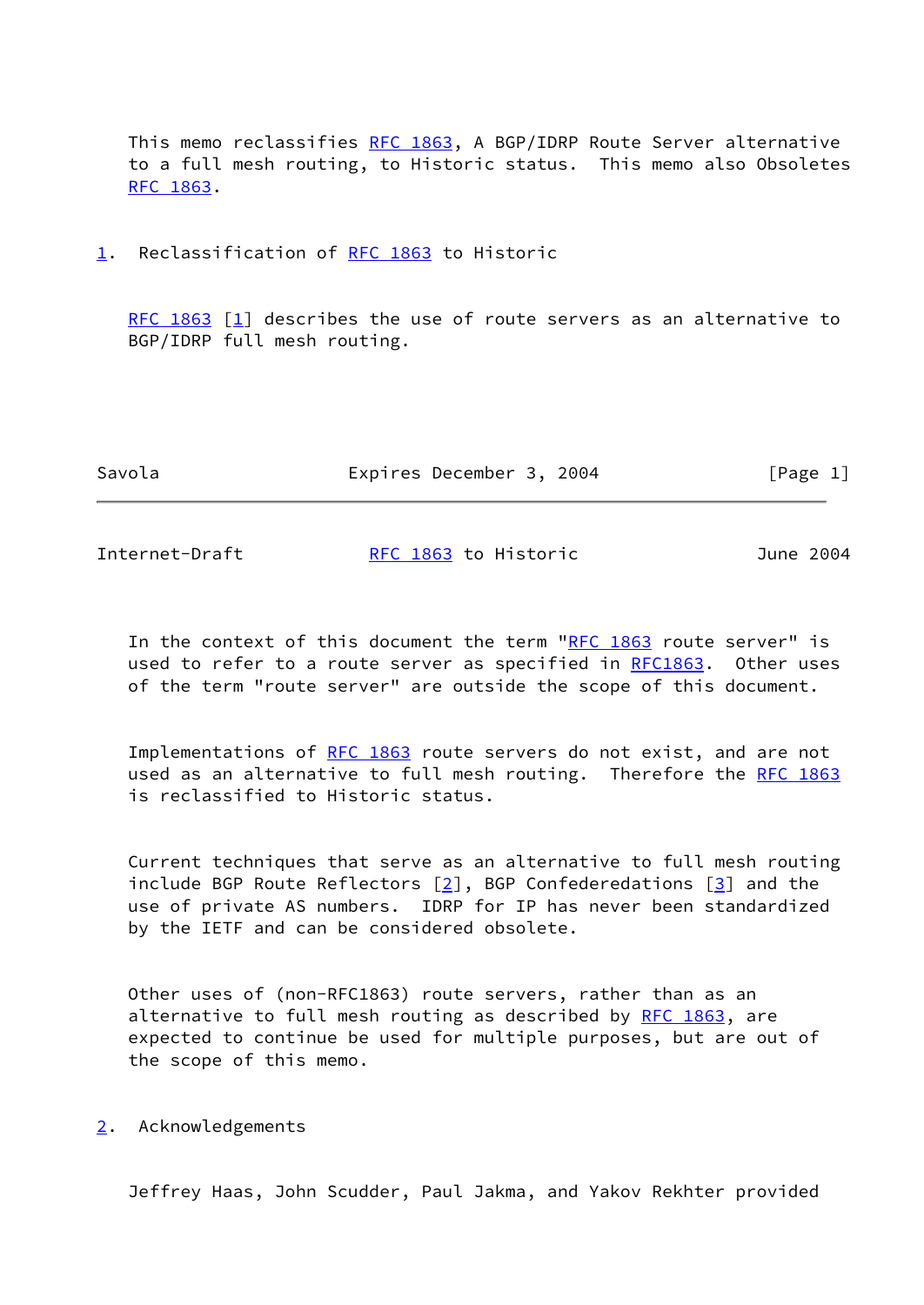This memo reclassifies RFC 1863, A BGP/IDRP Route Server alternative to a full mesh routing, to Historic status. This memo also Obsoletes RFC 1863.

## 1. Reclassification of RFC 1863 to Historic

RFC 1863 [1] describes the use of route servers as an alternative to BGP/IDRP full mesh routing.

In the context of this document the term "RFC 1863 route server" is used to refer to a route server as specified in RFC1863. Other uses of the term "route server" are outside the scope of this document.

Implementations of RFC 1863 route servers do not exist, and are not used as an alternative to full mesh routing. Therefore the RFC 1863 is reclassified to Historic status.

Current techniques that serve as an alternative to full mesh routing include BGP Route Reflectors [2], BGP Confederedations [3] and the use of private AS numbers. IDRP for IP has never been standardized by the IETF and can be considered obsolete.

Other uses of (non-RFC1863) route servers, rather than as an alternative to full mesh routing as described by RFC 1863, are expected to continue be used for multiple purposes, but are out of the scope of this memo.

## 2. Acknowledgements

Jeffrey Haas, John Scudder, Paul Jakma, and Yakov Rekhter provided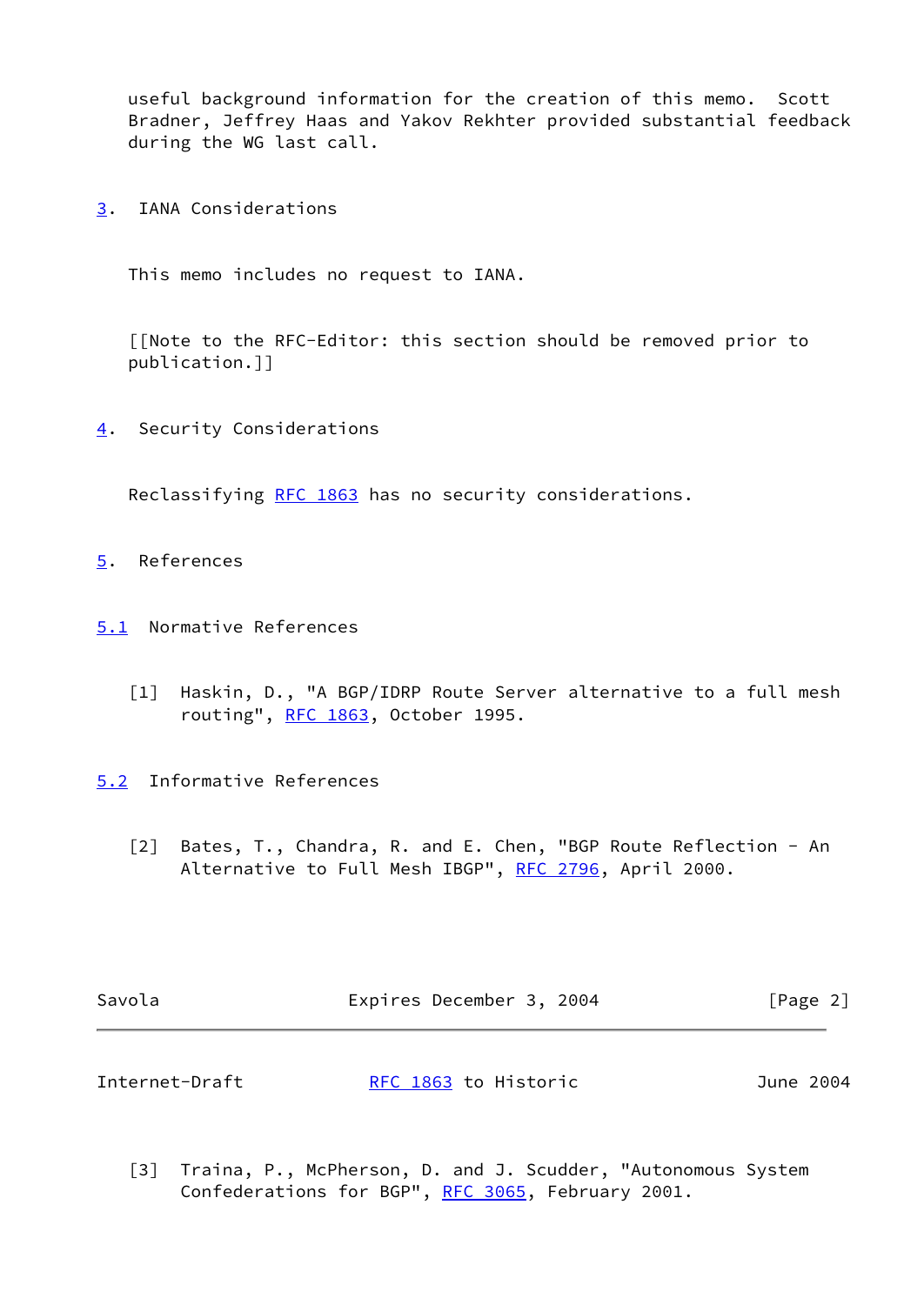useful background information for the creation of this memo. Scott Bradner, Jeffrey Haas and Yakov Rekhter provided substantial feedback during the WG last call.

## 3. IANA Considerations

This memo includes no request to IANA.

[[Note to the RFC-Editor: this section should be removed prior to publication.]]

## 4. Security Considerations

Reclassifying RFC 1863 has no security considerations.

## 5. References

### 5.1 Normative References

[1] Haskin, D., "A BGP/IDRP Route Server alternative to a full mesh routing", RFC 1863, October 1995.

### 5.2 Informative References

[2] Bates, T., Chandra, R. and E. Chen, "BGP Route Reflection - An Alternative to Full Mesh IBGP", RFC 2796, April 2000.

[3] Traina, P., McPherson, D. and J. Scudder, "Autonomous System Confederations for BGP", RFC 3065, February 2001.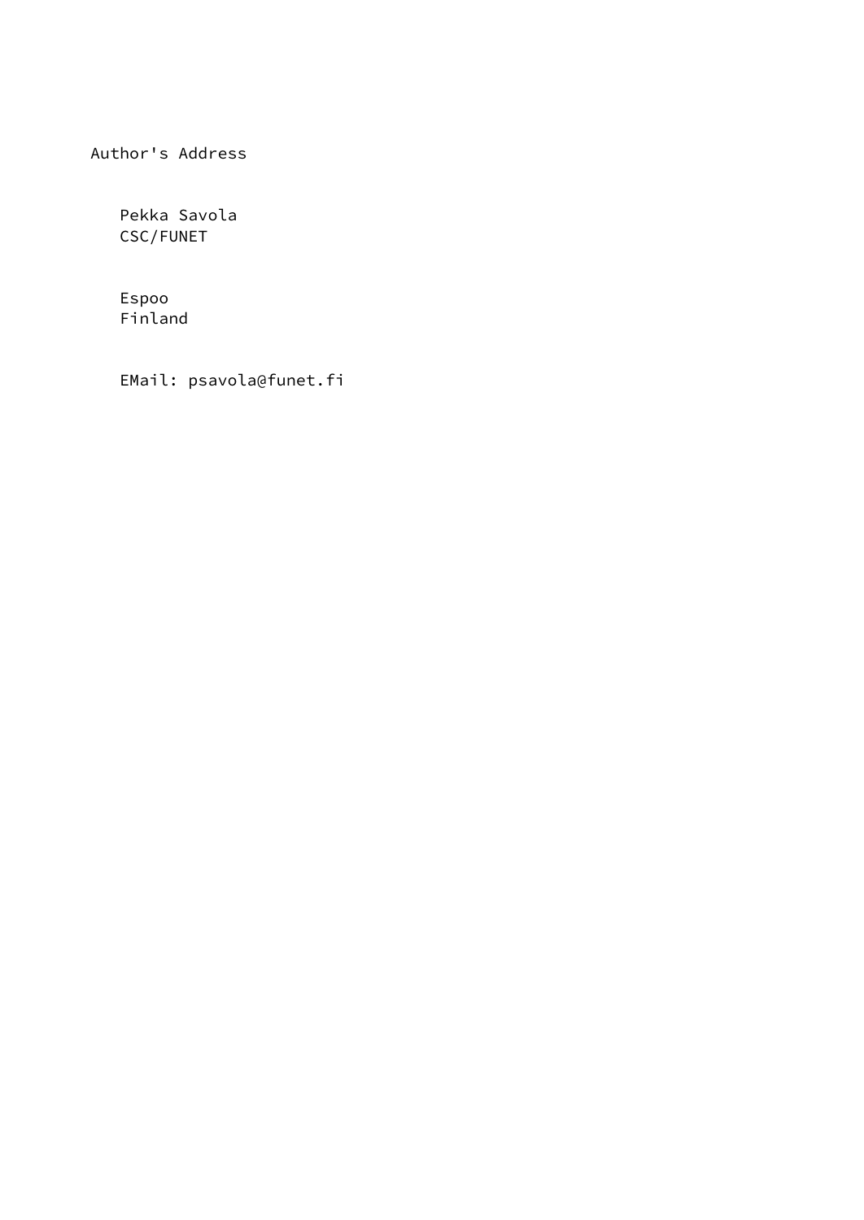## Author's Address

Pekka Savola
CSC/FUNET

Espoo
Finland

EMail: psavola@funet.fi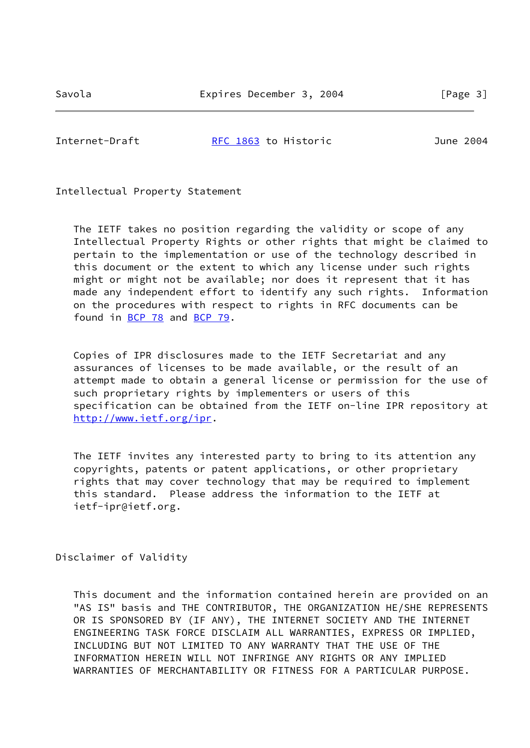## Intellectual Property Statement

The IETF takes no position regarding the validity or scope of any Intellectual Property Rights or other rights that might be claimed to pertain to the implementation or use of the technology described in this document or the extent to which any license under such rights might or might not be available; nor does it represent that it has made any independent effort to identify any such rights. Information on the procedures with respect to rights in RFC documents can be found in BCP 78 and BCP 79.

Copies of IPR disclosures made to the IETF Secretariat and any assurances of licenses to be made available, or the result of an attempt made to obtain a general license or permission for the use of such proprietary rights by implementers or users of this specification can be obtained from the IETF on-line IPR repository at http://www.ietf.org/ipr.

The IETF invites any interested party to bring to its attention any copyrights, patents or patent applications, or other proprietary rights that may cover technology that may be required to implement this standard. Please address the information to the IETF at ietf-ipr@ietf.org.

## Disclaimer of Validity

This document and the information contained herein are provided on an "AS IS" basis and THE CONTRIBUTOR, THE ORGANIZATION HE/SHE REPRESENTS OR IS SPONSORED BY (IF ANY), THE INTERNET SOCIETY AND THE INTERNET ENGINEERING TASK FORCE DISCLAIM ALL WARRANTIES, EXPRESS OR IMPLIED, INCLUDING BUT NOT LIMITED TO ANY WARRANTY THAT THE USE OF THE INFORMATION HEREIN WILL NOT INFRINGE ANY RIGHTS OR ANY IMPLIED WARRANTIES OF MERCHANTABILITY OR FITNESS FOR A PARTICULAR PURPOSE.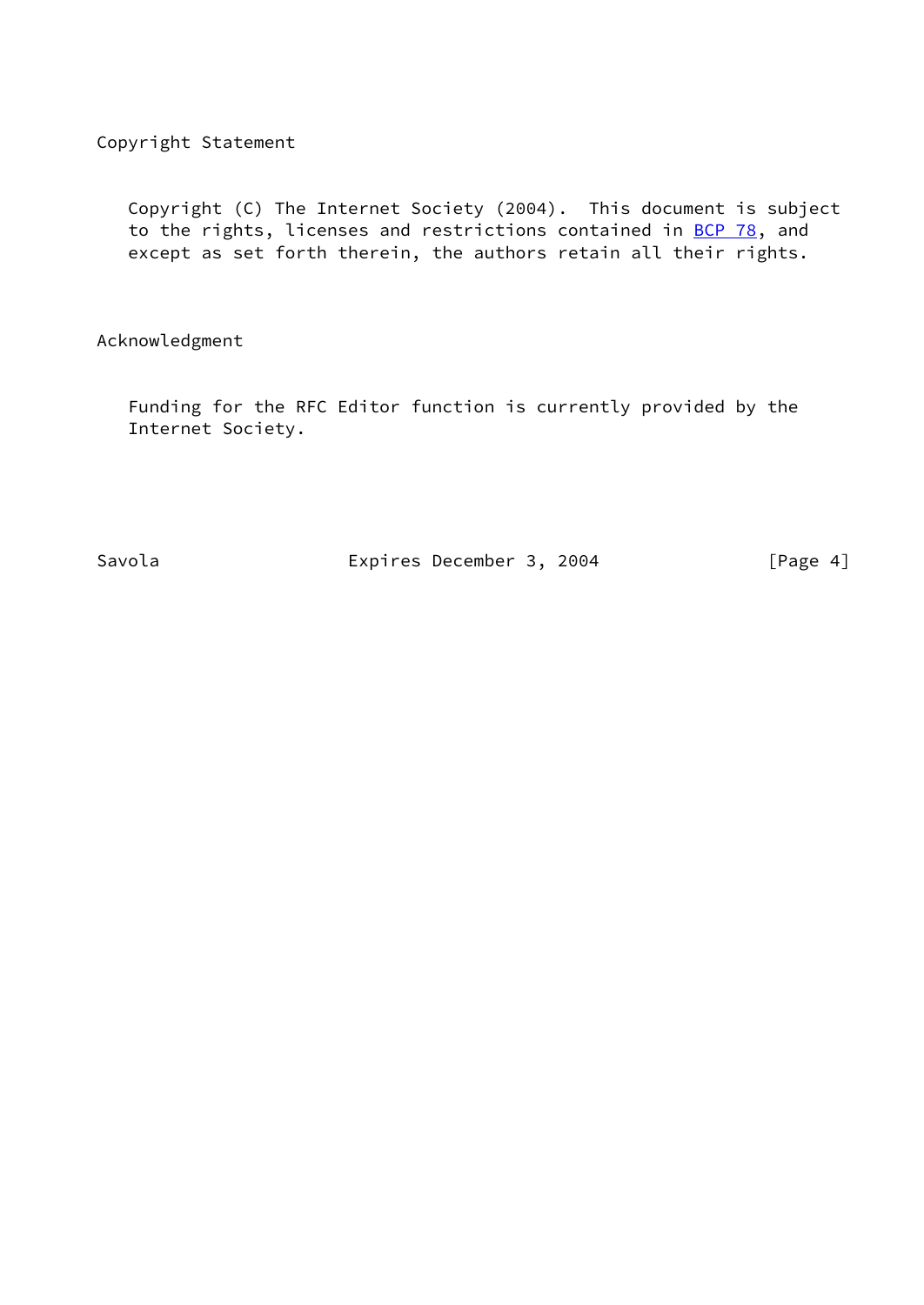## Copyright Statement

Copyright (C) The Internet Society (2004). This document is subject to the rights, licenses and restrictions contained in BCP 78, and except as set forth therein, the authors retain all their rights.

## Acknowledgment

Funding for the RFC Editor function is currently provided by the Internet Society.